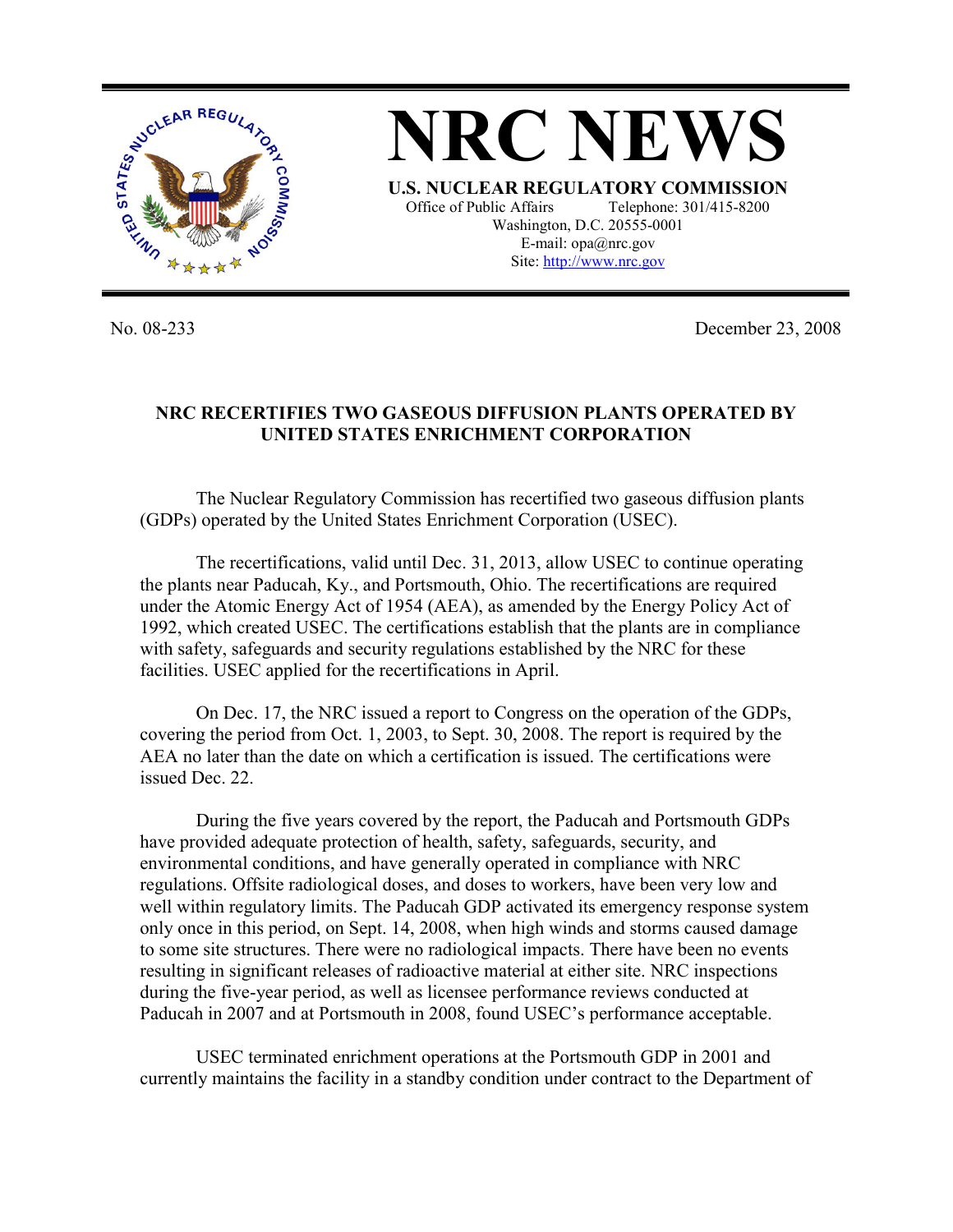# NRC NEWS

**U.S. NUCLEAR REGULATORY COMMISSION**

Office of Public Affairs Telephone: 301/415-8200
Washington, D.C. 20555-0001
E-mail: opa@nrc.gov
Site: http://www.nrc.gov

No. 08-233 December 23, 2008

## NRC RECERTIFIES TWO GASEOUS DIFFUSION PLANTS OPERATED BY UNITED STATES ENRICHMENT CORPORATION

The Nuclear Regulatory Commission has recertified two gaseous diffusion plants (GDPs) operated by the United States Enrichment Corporation (USEC).

The recertifications, valid until Dec. 31, 2013, allow USEC to continue operating the plants near Paducah, Ky., and Portsmouth, Ohio. The recertifications are required under the Atomic Energy Act of 1954 (AEA), as amended by the Energy Policy Act of 1992, which created USEC. The certifications establish that the plants are in compliance with safety, safeguards and security regulations established by the NRC for these facilities. USEC applied for the recertifications in April.

On Dec. 17, the NRC issued a report to Congress on the operation of the GDPs, covering the period from Oct. 1, 2003, to Sept. 30, 2008. The report is required by the AEA no later than the date on which a certification is issued. The certifications were issued Dec. 22.

During the five years covered by the report, the Paducah and Portsmouth GDPs have provided adequate protection of health, safety, safeguards, security, and environmental conditions, and have generally operated in compliance with NRC regulations. Offsite radiological doses, and doses to workers, have been very low and well within regulatory limits. The Paducah GDP activated its emergency response system only once in this period, on Sept. 14, 2008, when high winds and storms caused damage to some site structures. There were no radiological impacts. There have been no events resulting in significant releases of radioactive material at either site. NRC inspections during the five-year period, as well as licensee performance reviews conducted at Paducah in 2007 and at Portsmouth in 2008, found USEC's performance acceptable.

USEC terminated enrichment operations at the Portsmouth GDP in 2001 and currently maintains the facility in a standby condition under contract to the Department of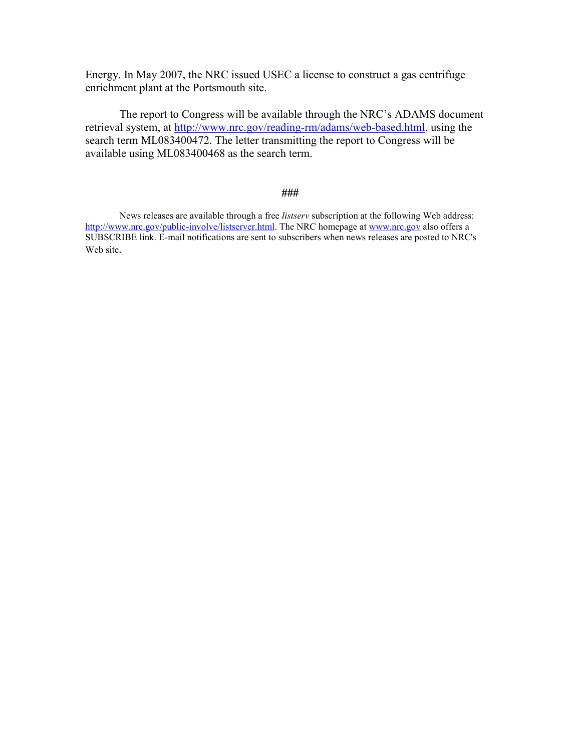Energy. In May 2007, the NRC issued USEC a license to construct a gas centrifuge enrichment plant at the Portsmouth site.

The report to Congress will be available through the NRC's ADAMS document retrieval system, at http://www.nrc.gov/reading-rm/adams/web-based.html, using the search term ML083400472. The letter transmitting the report to Congress will be available using ML083400468 as the search term.

###

News releases are available through a free *listserv* subscription at the following Web address: http://www.nrc.gov/public-involve/listserver.html. The NRC homepage at www.nrc.gov also offers a SUBSCRIBE link. E-mail notifications are sent to subscribers when news releases are posted to NRC's Web site.